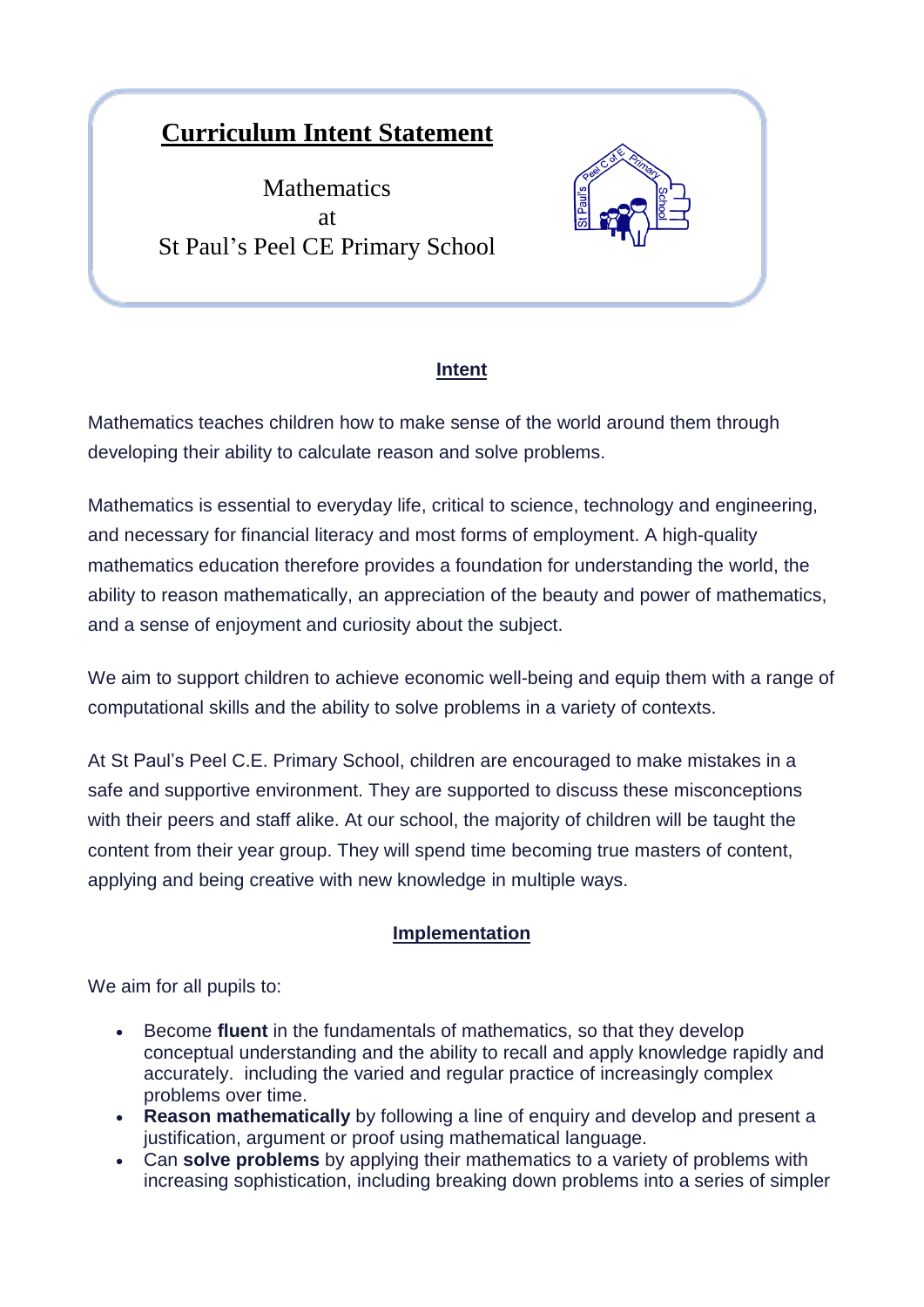# Curriculum Intent Statement

Mathematics
at
St Paul's Peel CE Primary School

## Intent

Mathematics teaches children how to make sense of the world around them through developing their ability to calculate reason and solve problems.

Mathematics is essential to everyday life, critical to science, technology and engineering, and necessary for financial literacy and most forms of employment. A high-quality mathematics education therefore provides a foundation for understanding the world, the ability to reason mathematically, an appreciation of the beauty and power of mathematics, and a sense of enjoyment and curiosity about the subject.

We aim to support children to achieve economic well-being and equip them with a range of computational skills and the ability to solve problems in a variety of contexts.

At St Paul's Peel C.E. Primary School, children are encouraged to make mistakes in a safe and supportive environment. They are supported to discuss these misconceptions with their peers and staff alike. At our school, the majority of children will be taught the content from their year group. They will spend time becoming true masters of content, applying and being creative with new knowledge in multiple ways.

## Implementation

We aim for all pupils to:

- Become **fluent** in the fundamentals of mathematics, so that they develop conceptual understanding and the ability to recall and apply knowledge rapidly and accurately. including the varied and regular practice of increasingly complex problems over time.
- **Reason mathematically** by following a line of enquiry and develop and present a justification, argument or proof using mathematical language.
- Can **solve problems** by applying their mathematics to a variety of problems with increasing sophistication, including breaking down problems into a series of simpler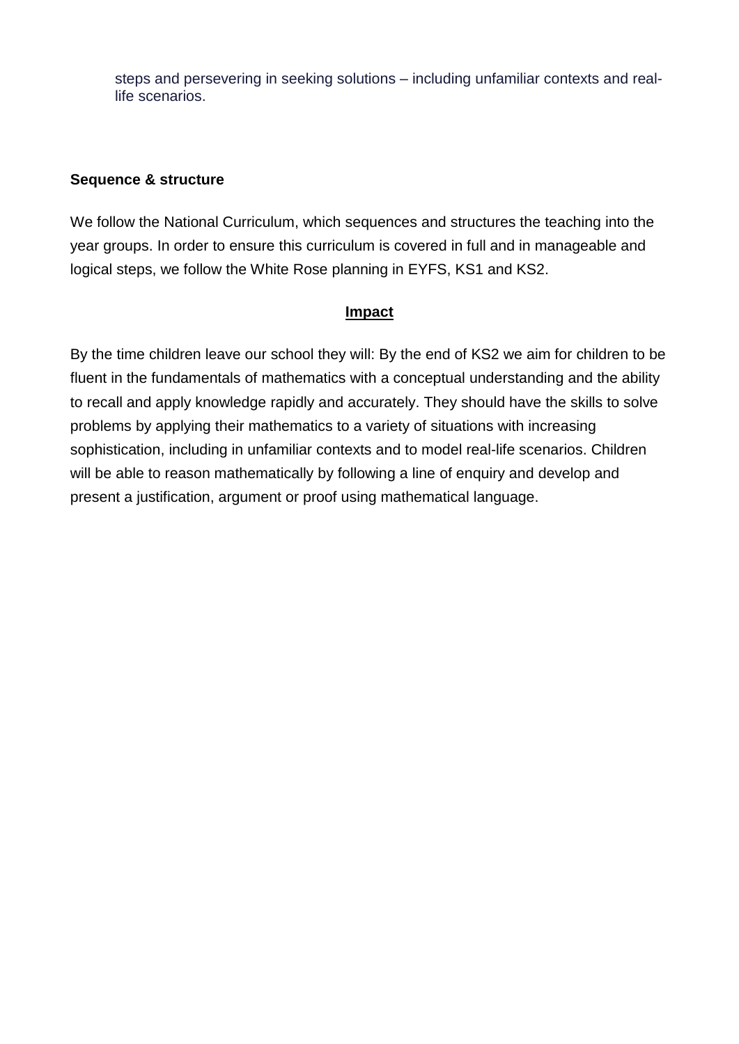steps and persevering in seeking solutions – including unfamiliar contexts and real-life scenarios.

**Sequence & structure**

We follow the National Curriculum, which sequences and structures the teaching into the year groups. In order to ensure this curriculum is covered in full and in manageable and logical steps, we follow the White Rose planning in EYFS, KS1 and KS2.

## Impact

By the time children leave our school they will: By the end of KS2 we aim for children to be fluent in the fundamentals of mathematics with a conceptual understanding and the ability to recall and apply knowledge rapidly and accurately. They should have the skills to solve problems by applying their mathematics to a variety of situations with increasing sophistication, including in unfamiliar contexts and to model real-life scenarios. Children will be able to reason mathematically by following a line of enquiry and develop and present a justification, argument or proof using mathematical language.